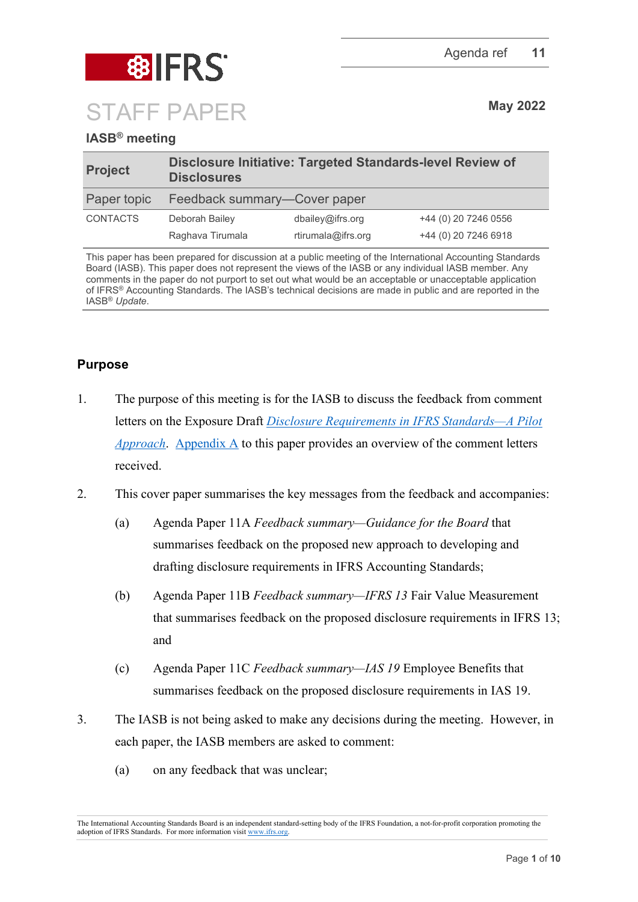Agenda ref 11

# STAFF PAPER

May 2022

## IASB® meeting

| Project | Disclosure Initiative: Targeted Standards-level Review of Disclosures | | |
|---|---|---|---|
| Paper topic | Feedback summary—Cover paper | | |
| CONTACTS | Deborah Bailey | dbailey@ifrs.org | +44 (0) 20 7246 0556 |
| | Raghava Tirumala | rtirumala@ifrs.org | +44 (0) 20 7246 6918 |

This paper has been prepared for discussion at a public meeting of the International Accounting Standards Board (IASB). This paper does not represent the views of the IASB or any individual IASB member. Any comments in the paper do not purport to set out what would be an acceptable or unacceptable application of IFRS® Accounting Standards. The IASB's technical decisions are made in public and are reported in the IASB® *Update*.

## Purpose

1. The purpose of this meeting is for the IASB to discuss the feedback from comment letters on the Exposure Draft *Disclosure Requirements in IFRS Standards—A Pilot Approach*. Appendix A to this paper provides an overview of the comment letters received.

2. This cover paper summarises the key messages from the feedback and accompanies:

   (a) Agenda Paper 11A *Feedback summary—Guidance for the Board* that summarises feedback on the proposed new approach to developing and drafting disclosure requirements in IFRS Accounting Standards;

   (b) Agenda Paper 11B *Feedback summary—IFRS 13* Fair Value Measurement that summarises feedback on the proposed disclosure requirements in IFRS 13; and

   (c) Agenda Paper 11C *Feedback summary—IAS 19* Employee Benefits that summarises feedback on the proposed disclosure requirements in IAS 19.

3. The IASB is not being asked to make any decisions during the meeting. However, in each paper, the IASB members are asked to comment:

   (a) on any feedback that was unclear;

The International Accounting Standards Board is an independent standard-setting body of the IFRS Foundation, a not-for-profit corporation promoting the adoption of IFRS Standards. For more information visit www.ifrs.org.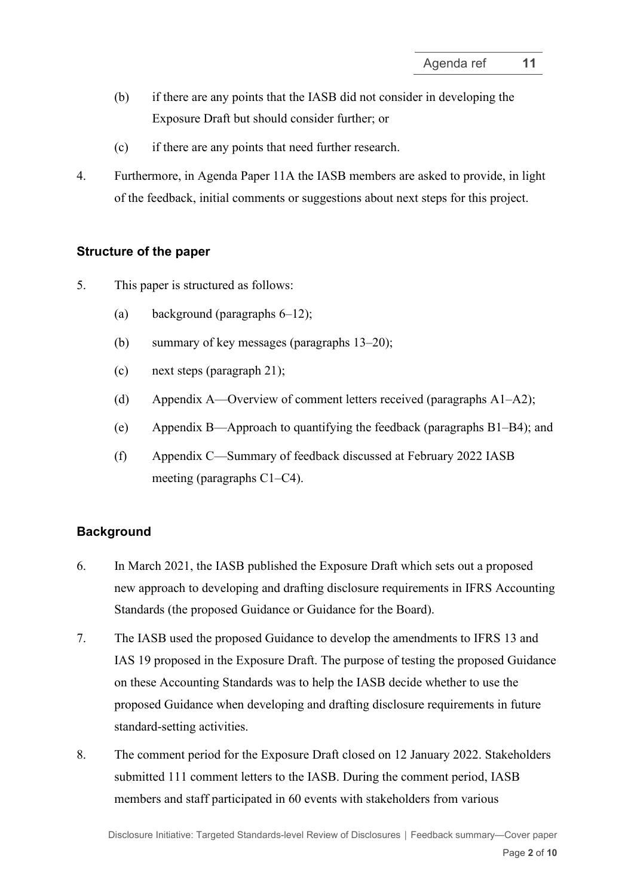(b) if there are any points that the IASB did not consider in developing the Exposure Draft but should consider further; or

(c) if there are any points that need further research.

4. Furthermore, in Agenda Paper 11A the IASB members are asked to provide, in light of the feedback, initial comments or suggestions about next steps for this project.

### Structure of the paper

5. This paper is structured as follows:

   (a) background (paragraphs 6–12);

   (b) summary of key messages (paragraphs 13–20);

   (c) next steps (paragraph 21);

   (d) Appendix A—Overview of comment letters received (paragraphs A1–A2);

   (e) Appendix B—Approach to quantifying the feedback (paragraphs B1–B4); and

   (f) Appendix C—Summary of feedback discussed at February 2022 IASB meeting (paragraphs C1–C4).

### Background

6. In March 2021, the IASB published the Exposure Draft which sets out a proposed new approach to developing and drafting disclosure requirements in IFRS Accounting Standards (the proposed Guidance or Guidance for the Board).

7. The IASB used the proposed Guidance to develop the amendments to IFRS 13 and IAS 19 proposed in the Exposure Draft. The purpose of testing the proposed Guidance on these Accounting Standards was to help the IASB decide whether to use the proposed Guidance when developing and drafting disclosure requirements in future standard-setting activities.

8. The comment period for the Exposure Draft closed on 12 January 2022. Stakeholders submitted 111 comment letters to the IASB. During the comment period, IASB members and staff participated in 60 events with stakeholders from various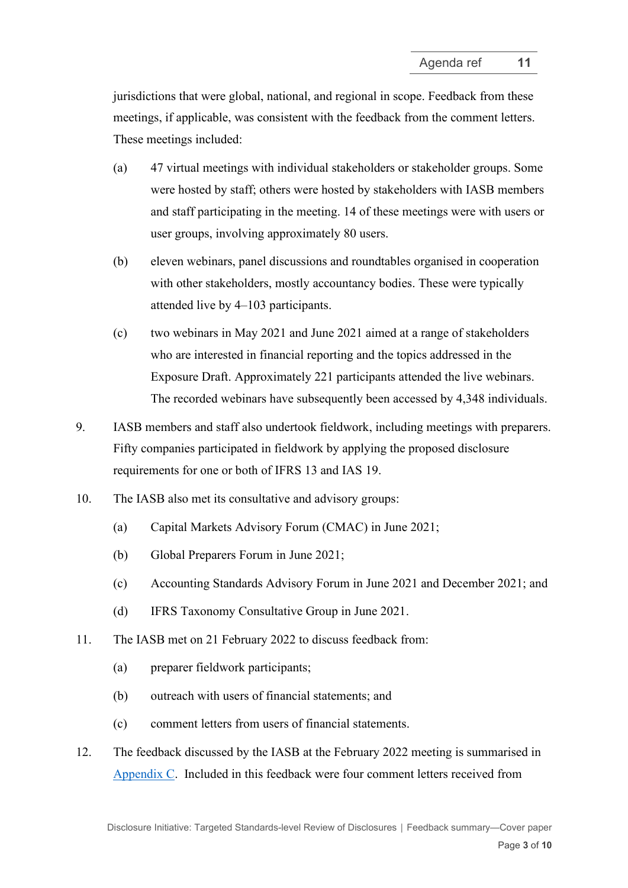jurisdictions that were global, national, and regional in scope. Feedback from these meetings, if applicable, was consistent with the feedback from the comment letters. These meetings included:

(a) 47 virtual meetings with individual stakeholders or stakeholder groups. Some were hosted by staff; others were hosted by stakeholders with IASB members and staff participating in the meeting. 14 of these meetings were with users or user groups, involving approximately 80 users.

(b) eleven webinars, panel discussions and roundtables organised in cooperation with other stakeholders, mostly accountancy bodies. These were typically attended live by 4–103 participants.

(c) two webinars in May 2021 and June 2021 aimed at a range of stakeholders who are interested in financial reporting and the topics addressed in the Exposure Draft. Approximately 221 participants attended the live webinars. The recorded webinars have subsequently been accessed by 4,348 individuals.

9. IASB members and staff also undertook fieldwork, including meetings with preparers. Fifty companies participated in fieldwork by applying the proposed disclosure requirements for one or both of IFRS 13 and IAS 19.

10. The IASB also met its consultative and advisory groups:

(a) Capital Markets Advisory Forum (CMAC) in June 2021;

(b) Global Preparers Forum in June 2021;

(c) Accounting Standards Advisory Forum in June 2021 and December 2021; and

(d) IFRS Taxonomy Consultative Group in June 2021.

11. The IASB met on 21 February 2022 to discuss feedback from:

(a) preparer fieldwork participants;

(b) outreach with users of financial statements; and

(c) comment letters from users of financial statements.

12. The feedback discussed by the IASB at the February 2022 meeting is summarised in Appendix C. Included in this feedback were four comment letters received from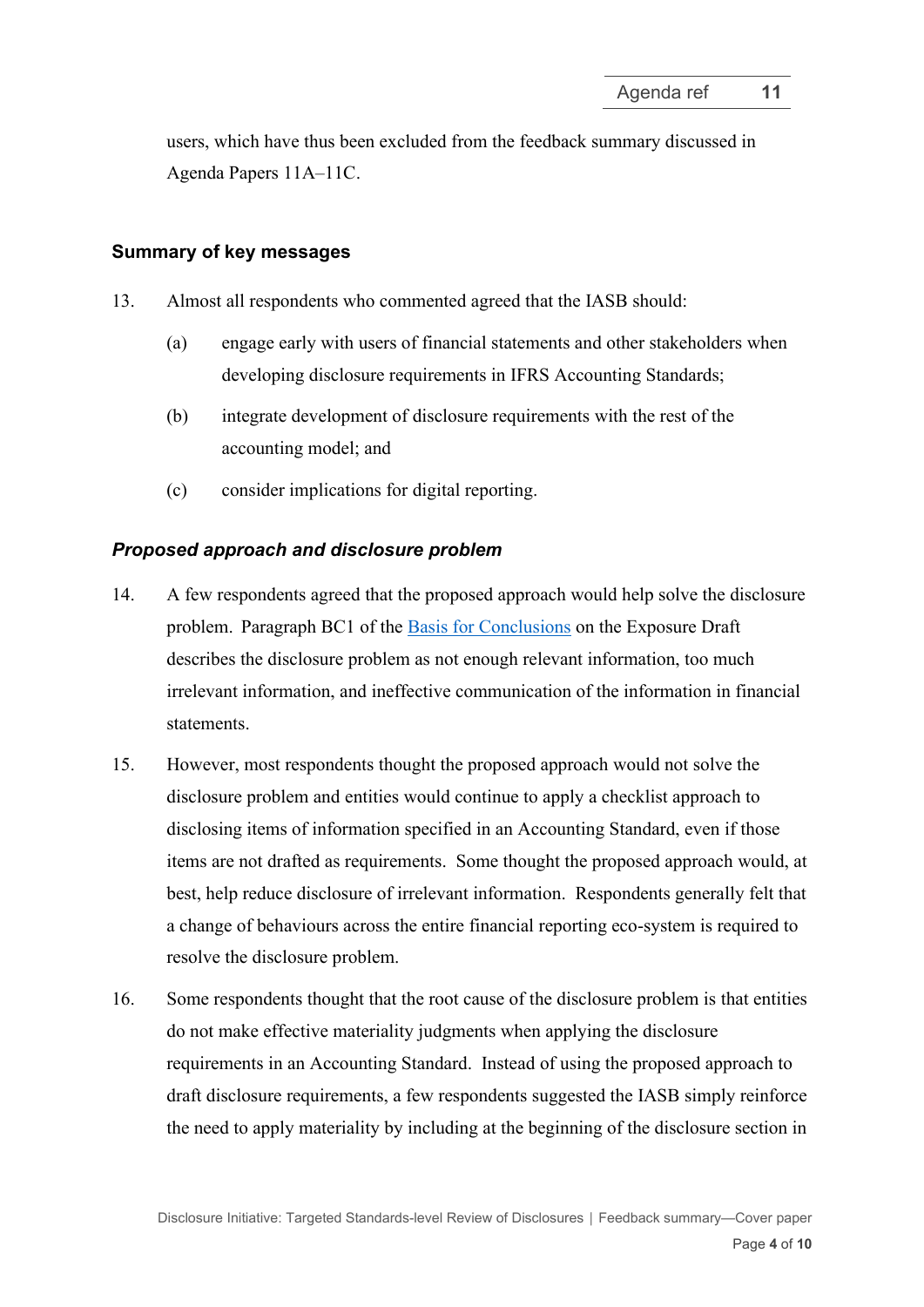users, which have thus been excluded from the feedback summary discussed in Agenda Papers 11A–11C.

## Summary of key messages

13. Almost all respondents who commented agreed that the IASB should:

    (a) engage early with users of financial statements and other stakeholders when developing disclosure requirements in IFRS Accounting Standards;

    (b) integrate development of disclosure requirements with the rest of the accounting model; and

    (c) consider implications for digital reporting.

### *Proposed approach and disclosure problem*

14. A few respondents agreed that the proposed approach would help solve the disclosure problem. Paragraph BC1 of the Basis for Conclusions on the Exposure Draft describes the disclosure problem as not enough relevant information, too much irrelevant information, and ineffective communication of the information in financial statements.

15. However, most respondents thought the proposed approach would not solve the disclosure problem and entities would continue to apply a checklist approach to disclosing items of information specified in an Accounting Standard, even if those items are not drafted as requirements. Some thought the proposed approach would, at best, help reduce disclosure of irrelevant information. Respondents generally felt that a change of behaviours across the entire financial reporting eco-system is required to resolve the disclosure problem.

16. Some respondents thought that the root cause of the disclosure problem is that entities do not make effective materiality judgments when applying the disclosure requirements in an Accounting Standard. Instead of using the proposed approach to draft disclosure requirements, a few respondents suggested the IASB simply reinforce the need to apply materiality by including at the beginning of the disclosure section in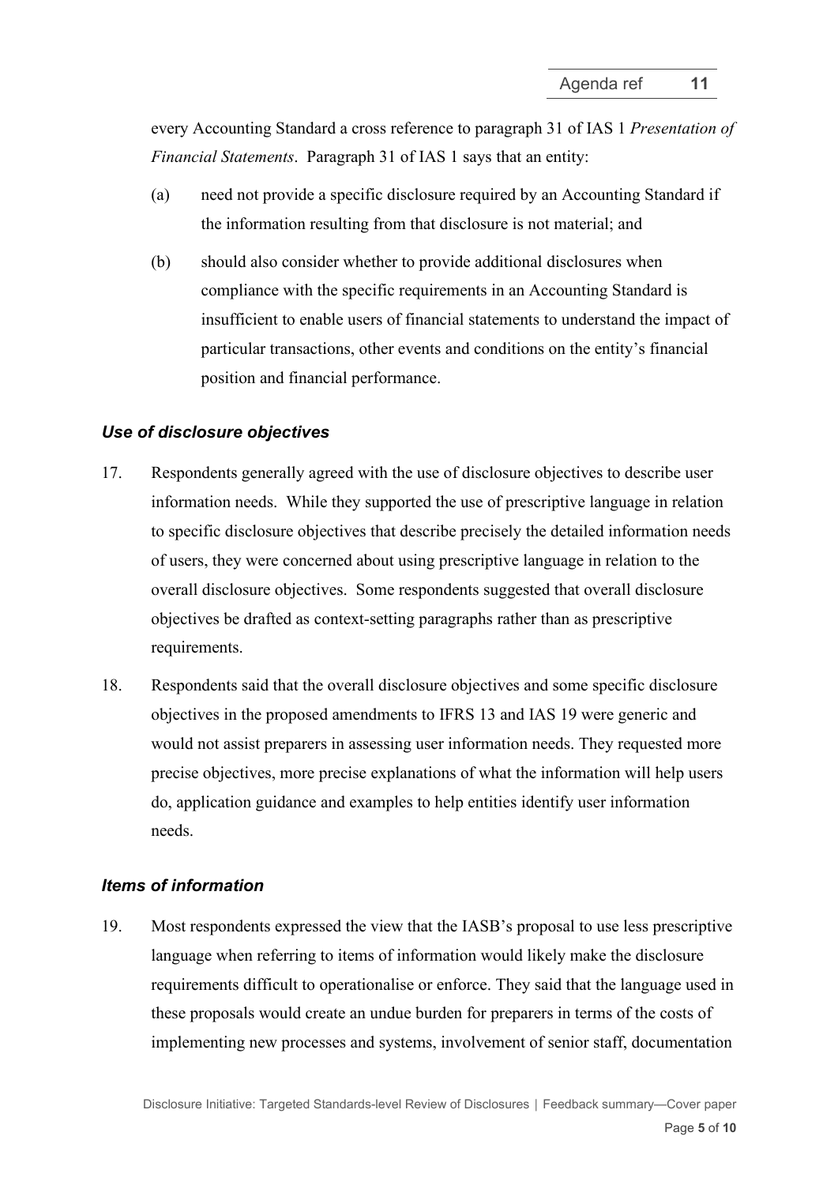every Accounting Standard a cross reference to paragraph 31 of IAS 1 *Presentation of Financial Statements*. Paragraph 31 of IAS 1 says that an entity:

(a) need not provide a specific disclosure required by an Accounting Standard if the information resulting from that disclosure is not material; and

(b) should also consider whether to provide additional disclosures when compliance with the specific requirements in an Accounting Standard is insufficient to enable users of financial statements to understand the impact of particular transactions, other events and conditions on the entity's financial position and financial performance.

### *Use of disclosure objectives*

17. Respondents generally agreed with the use of disclosure objectives to describe user information needs. While they supported the use of prescriptive language in relation to specific disclosure objectives that describe precisely the detailed information needs of users, they were concerned about using prescriptive language in relation to the overall disclosure objectives. Some respondents suggested that overall disclosure objectives be drafted as context-setting paragraphs rather than as prescriptive requirements.

18. Respondents said that the overall disclosure objectives and some specific disclosure objectives in the proposed amendments to IFRS 13 and IAS 19 were generic and would not assist preparers in assessing user information needs. They requested more precise objectives, more precise explanations of what the information will help users do, application guidance and examples to help entities identify user information needs.

### *Items of information*

19. Most respondents expressed the view that the IASB's proposal to use less prescriptive language when referring to items of information would likely make the disclosure requirements difficult to operationalise or enforce. They said that the language used in these proposals would create an undue burden for preparers in terms of the costs of implementing new processes and systems, involvement of senior staff, documentation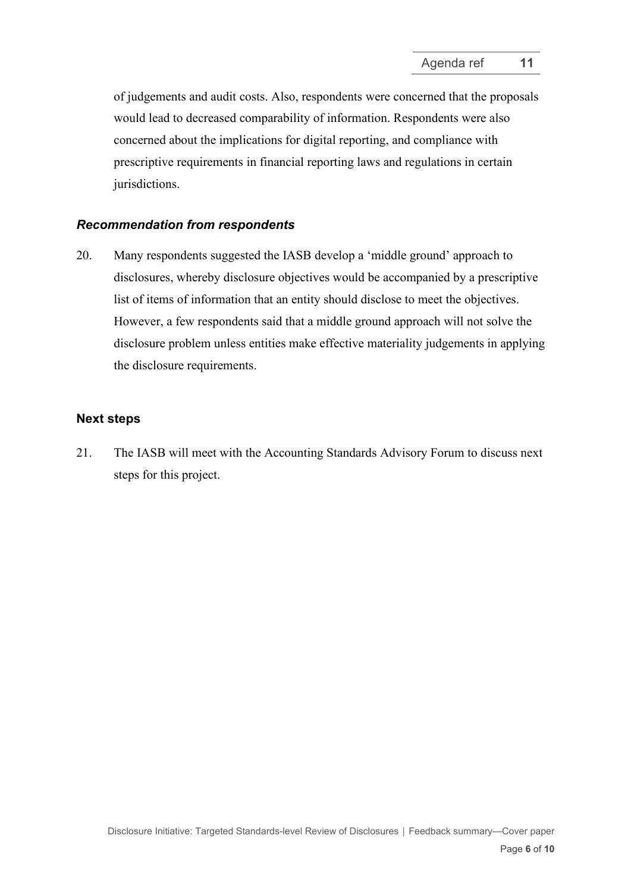of judgements and audit costs. Also, respondents were concerned that the proposals would lead to decreased comparability of information. Respondents were also concerned about the implications for digital reporting, and compliance with prescriptive requirements in financial reporting laws and regulations in certain jurisdictions.

### *Recommendation from respondents*

20. Many respondents suggested the IASB develop a 'middle ground' approach to disclosures, whereby disclosure objectives would be accompanied by a prescriptive list of items of information that an entity should disclose to meet the objectives. However, a few respondents said that a middle ground approach will not solve the disclosure problem unless entities make effective materiality judgements in applying the disclosure requirements.

## Next steps

21. The IASB will meet with the Accounting Standards Advisory Forum to discuss next steps for this project.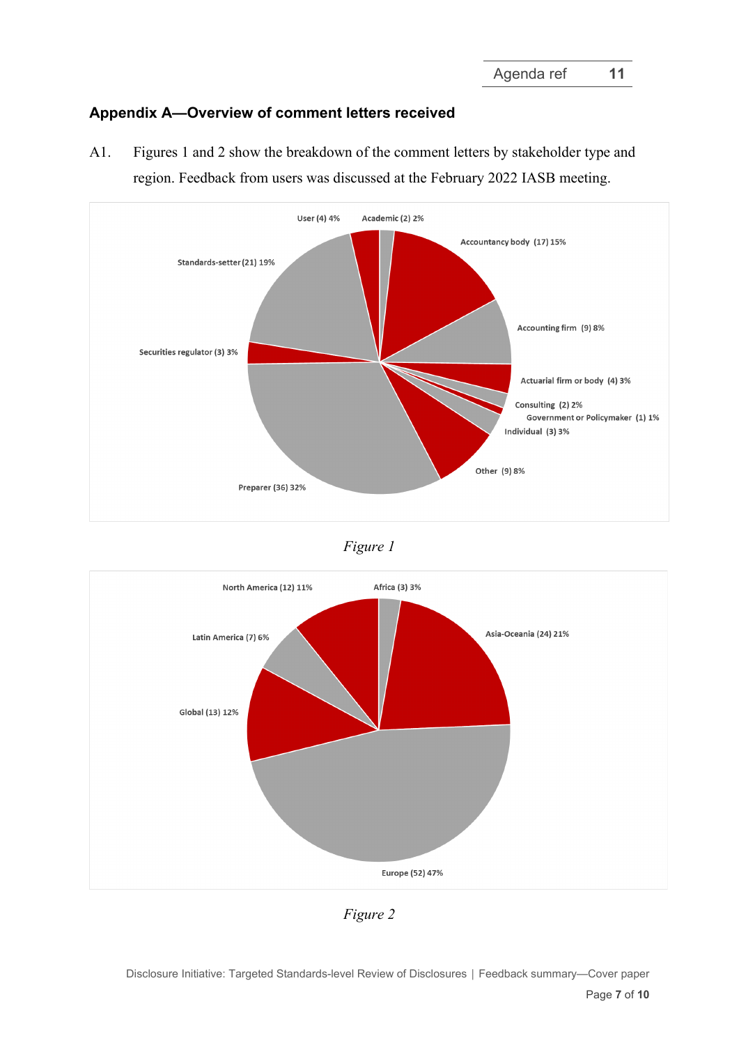## Appendix A—Overview of comment letters received

A1. Figures 1 and 2 show the breakdown of the comment letters by stakeholder type and region. Feedback from users was discussed at the February 2022 IASB meeting.

User (4) 4%
Academic (2) 2%
Accountancy body (17) 15%
Accounting firm (9) 8%
Actuarial firm or body (4) 3%
Consulting (2) 2%
Government or Policymaker (1) 1%
Individual (3) 3%
Other (9) 8%
Preparer (36) 32%
Securities regulator (3) 3%
Standards-setter (21) 19%

*Figure 1*

North America (12) 11%
Africa (3) 3%
Asia-Oceania (24) 21%
Latin America (7) 6%
Global (13) 12%
Europe (52) 47%

*Figure 2*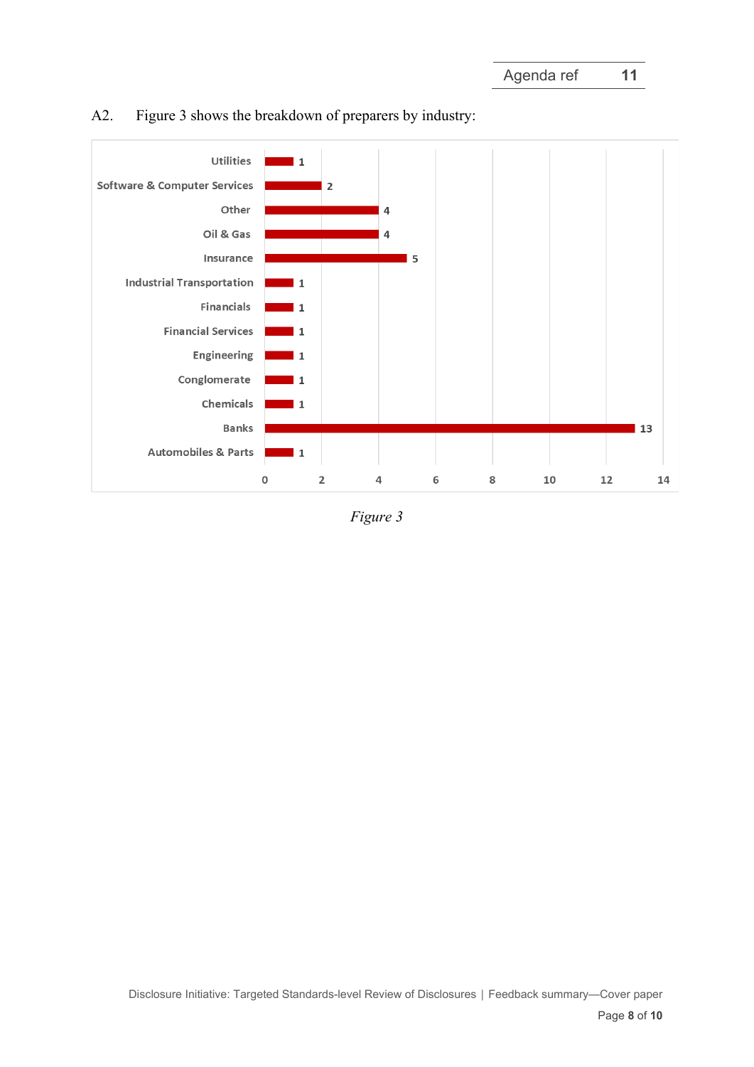A2. Figure 3 shows the breakdown of preparers by industry:

| Industry | Number |
|---|---|
| Utilities | 1 |
| Software & Computer Services | 2 |
| Other | 4 |
| Oil & Gas | 4 |
| Insurance | 5 |
| Industrial Transportation | 1 |
| Financials | 1 |
| Financial Services | 1 |
| Engineering | 1 |
| Conglomerate | 1 |
| Chemicals | 1 |
| Banks | 13 |
| Automobiles & Parts | 1 |

*Figure 3*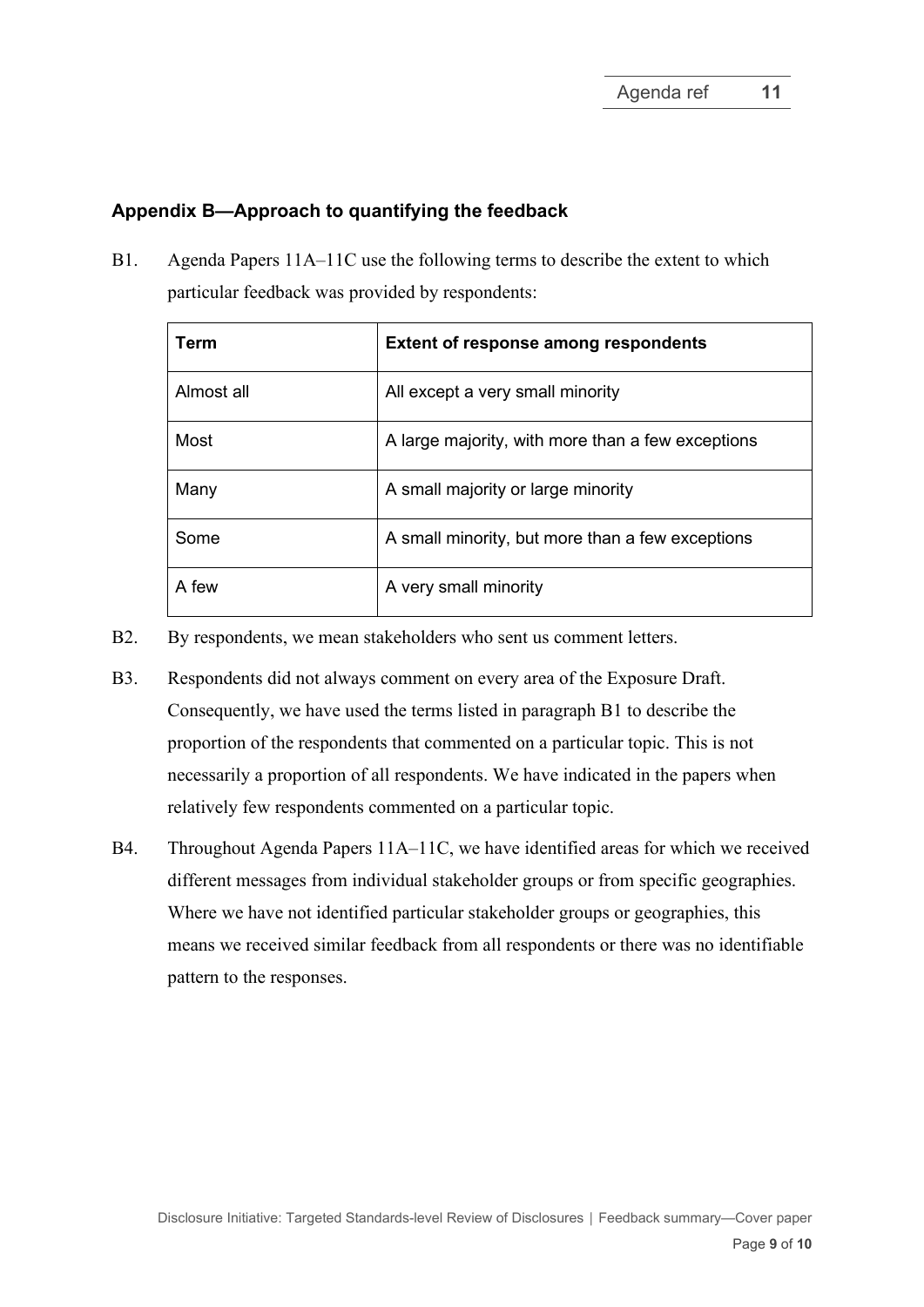## Appendix B—Approach to quantifying the feedback

B1. Agenda Papers 11A–11C use the following terms to describe the extent to which particular feedback was provided by respondents:

| Term | Extent of response among respondents |
|---|---|
| Almost all | All except a very small minority |
| Most | A large majority, with more than a few exceptions |
| Many | A small majority or large minority |
| Some | A small minority, but more than a few exceptions |
| A few | A very small minority |

B2. By respondents, we mean stakeholders who sent us comment letters.

B3. Respondents did not always comment on every area of the Exposure Draft. Consequently, we have used the terms listed in paragraph B1 to describe the proportion of the respondents that commented on a particular topic. This is not necessarily a proportion of all respondents. We have indicated in the papers when relatively few respondents commented on a particular topic.

B4. Throughout Agenda Papers 11A–11C, we have identified areas for which we received different messages from individual stakeholder groups or from specific geographies. Where we have not identified particular stakeholder groups or geographies, this means we received similar feedback from all respondents or there was no identifiable pattern to the responses.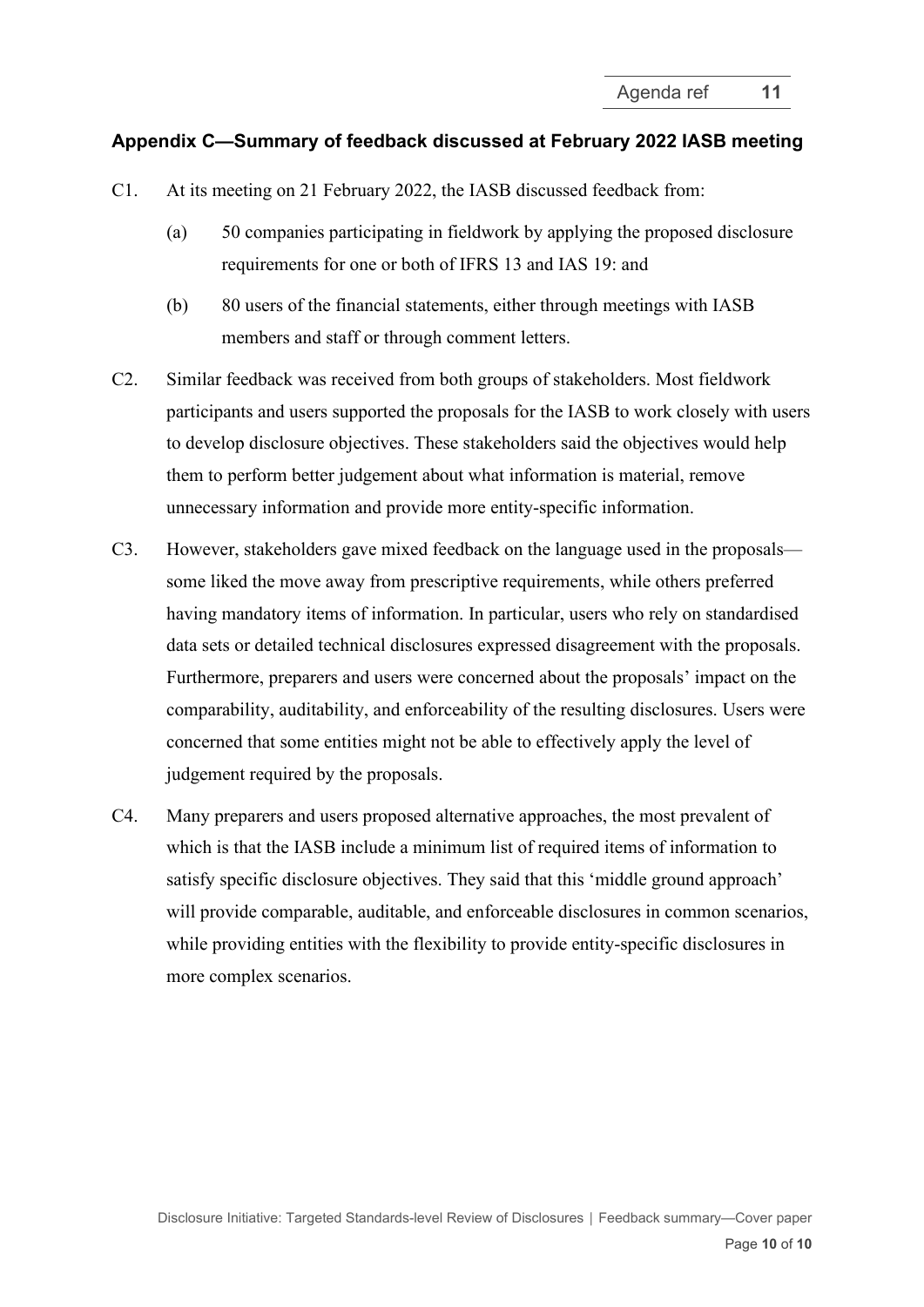## Appendix C—Summary of feedback discussed at February 2022 IASB meeting

C1. At its meeting on 21 February 2022, the IASB discussed feedback from:

(a) 50 companies participating in fieldwork by applying the proposed disclosure requirements for one or both of IFRS 13 and IAS 19: and

(b) 80 users of the financial statements, either through meetings with IASB members and staff or through comment letters.

C2. Similar feedback was received from both groups of stakeholders. Most fieldwork participants and users supported the proposals for the IASB to work closely with users to develop disclosure objectives. These stakeholders said the objectives would help them to perform better judgement about what information is material, remove unnecessary information and provide more entity-specific information.

C3. However, stakeholders gave mixed feedback on the language used in the proposals—some liked the move away from prescriptive requirements, while others preferred having mandatory items of information. In particular, users who rely on standardised data sets or detailed technical disclosures expressed disagreement with the proposals. Furthermore, preparers and users were concerned about the proposals' impact on the comparability, auditability, and enforceability of the resulting disclosures. Users were concerned that some entities might not be able to effectively apply the level of judgement required by the proposals.

C4. Many preparers and users proposed alternative approaches, the most prevalent of which is that the IASB include a minimum list of required items of information to satisfy specific disclosure objectives. They said that this 'middle ground approach' will provide comparable, auditable, and enforceable disclosures in common scenarios, while providing entities with the flexibility to provide entity-specific disclosures in more complex scenarios.